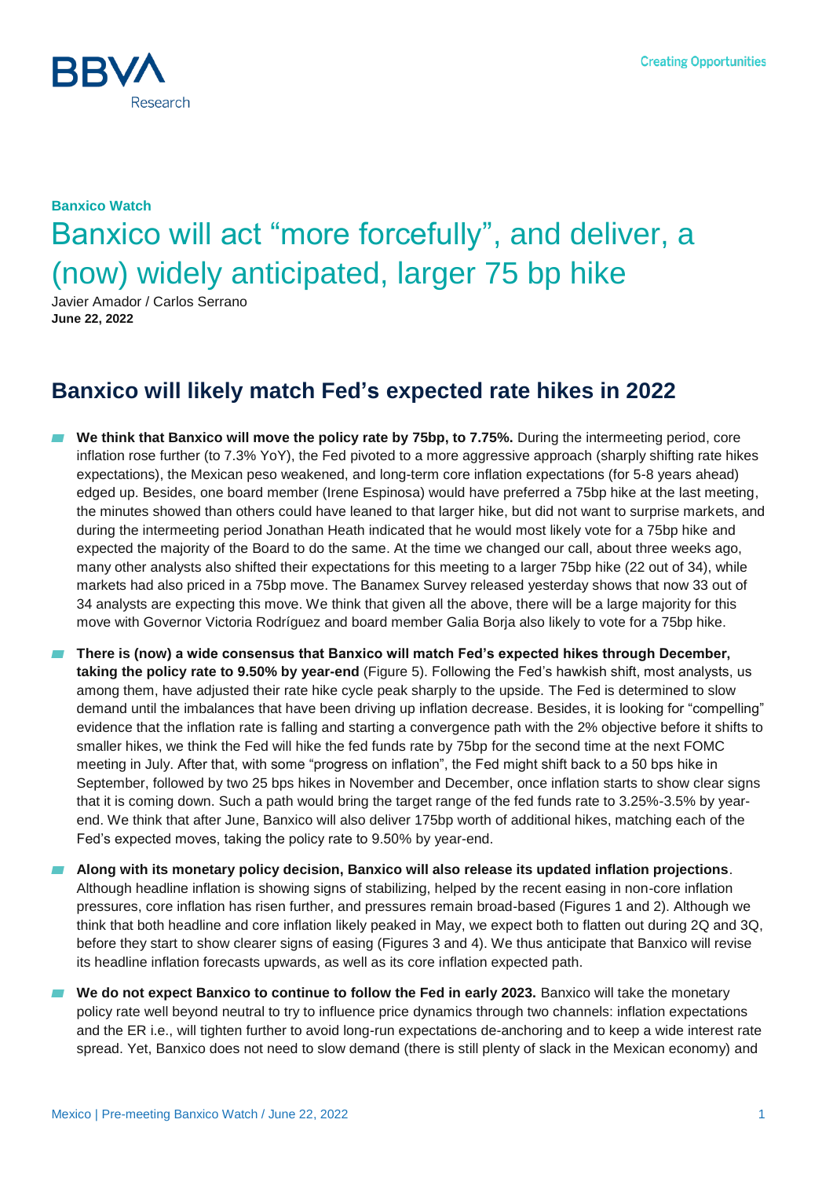**Banxico Watch**

# Banxico will act “more forcefully”, and deliver, a (now) widely anticipated, larger 75 bp hike

Javier Amador / Carlos Serrano

**June 22, 2022**

## Banxico will likely match Fed’s expected rate hikes in 2022

- **We think that Banxico will move the policy rate by 75bp, to 7.75%.** During the intermeeting period, core inflation rose further (to 7.3% YoY), the Fed pivoted to a more aggressive approach (sharply shifting rate hikes expectations), the Mexican peso weakened, and long-term core inflation expectations (for 5-8 years ahead) edged up. Besides, one board member (Irene Espinosa) would have preferred a 75bp hike at the last meeting, the minutes showed than others could have leaned to that larger hike, but did not want to surprise markets, and during the intermeeting period Jonathan Heath indicated that he would most likely vote for a 75bp hike and expected the majority of the Board to do the same. At the time we changed our call, about three weeks ago, many other analysts also shifted their expectations for this meeting to a larger 75bp hike (22 out of 34), while markets had also priced in a 75bp move. The Banamex Survey released yesterday shows that now 33 out of 34 analysts are expecting this move. We think that given all the above, there will be a large majority for this move with Governor Victoria Rodríguez and board member Galia Borja also likely to vote for a 75bp hike.
- **There is (now) a wide consensus that Banxico will match Fed’s expected hikes through December, taking the policy rate to 9.50% by year-end** (Figure 5). Following the Fed’s hawkish shift, most analysts, us among them, have adjusted their rate hike cycle peak sharply to the upside. The Fed is determined to slow demand until the imbalances that have been driving up inflation decrease. Besides, it is looking for “compelling” evidence that the inflation rate is falling and starting a convergence path with the 2% objective before it shifts to smaller hikes, we think the Fed will hike the fed funds rate by 75bp for the second time at the next FOMC meeting in July. After that, with some “progress on inflation”, the Fed might shift back to a 50 bps hike in September, followed by two 25 bps hikes in November and December, once inflation starts to show clear signs that it is coming down. Such a path would bring the target range of the fed funds rate to 3.25%-3.5% by year-end. We think that after June, Banxico will also deliver 175bp worth of additional hikes, matching each of the Fed’s expected moves, taking the policy rate to 9.50% by year-end.
- **Along with its monetary policy decision, Banxico will also release its updated inflation projections**. Although headline inflation is showing signs of stabilizing, helped by the recent easing in non-core inflation pressures, core inflation has risen further, and pressures remain broad-based (Figures 1 and 2). Although we think that both headline and core inflation likely peaked in May, we expect both to flatten out during 2Q and 3Q, before they start to show clearer signs of easing (Figures 3 and 4). We thus anticipate that Banxico will revise its headline inflation forecasts upwards, as well as its core inflation expected path.
- **We do not expect Banxico to continue to follow the Fed in early 2023.** Banxico will take the monetary policy rate well beyond neutral to try to influence price dynamics through two channels: inflation expectations and the ER i.e., will tighten further to avoid long-run expectations de-anchoring and to keep a wide interest rate spread. Yet, Banxico does not need to slow demand (there is still plenty of slack in the Mexican economy) and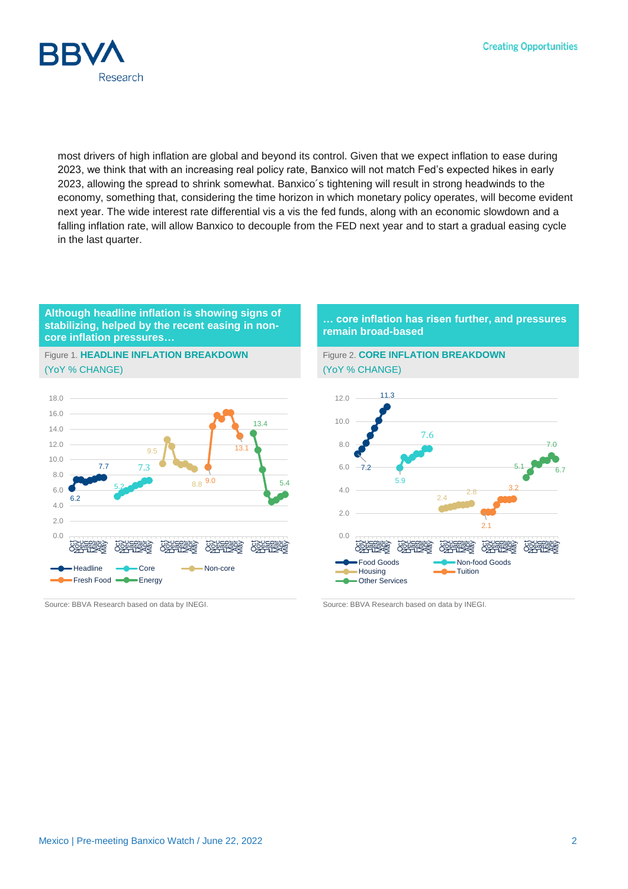most drivers of high inflation are global and beyond its control. Given that we expect inflation to ease during 2023, we think that with an increasing real policy rate, Banxico will not match Fed's expected hikes in early 2023, allowing the spread to shrink somewhat. Banxico´s tightening will result in strong headwinds to the economy, something that, considering the time horizon in which monetary policy operates, will become evident next year. The wide interest rate differential vis a vis the fed funds, along with an economic slowdown and a falling inflation rate, will allow Banxico to decouple from the FED next year and to start a gradual easing cycle in the last quarter.

**Although headline inflation is showing signs of stabilizing, helped by the recent easing in non-core inflation pressures…**

Figure 1. **HEADLINE INFLATION BREAKDOWN** (YoY % CHANGE)

Source: BBVA Research based on data by INEGI.

**… core inflation has risen further, and pressures remain broad-based**

Figure 2. **CORE INFLATION BREAKDOWN** (YoY % CHANGE)

Source: BBVA Research based on data by INEGI.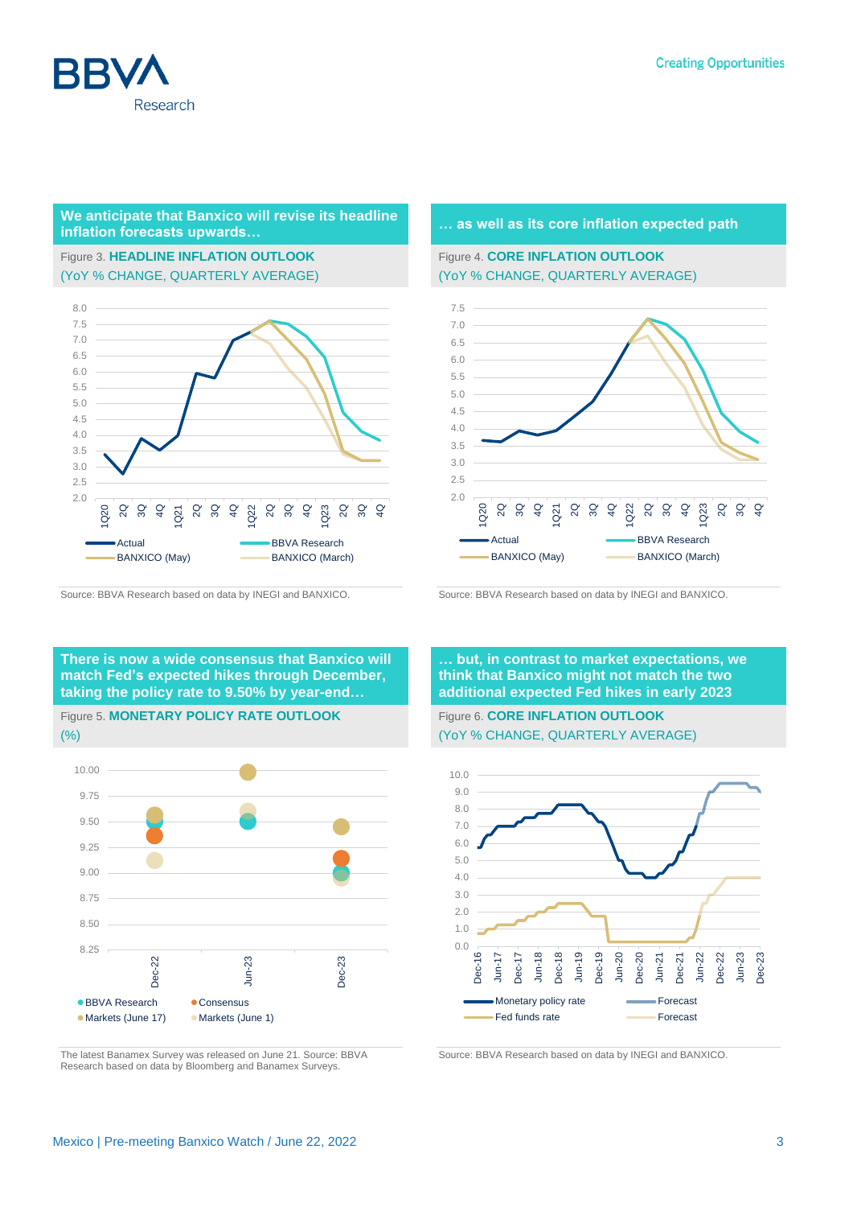**We anticipate that Banxico will revise its headline inflation forecasts upwards…**

Figure 3. **HEADLINE INFLATION OUTLOOK**
(YoY % CHANGE, QUARTERLY AVERAGE)

Actual — BBVA Research — BANXICO (May) — BANXICO (March)

Source: BBVA Research based on data by INEGI and BANXICO.

**… as well as its core inflation expected path**

Figure 4. **CORE INFLATION OUTLOOK**
(YoY % CHANGE, QUARTERLY AVERAGE)

Actual — BBVA Research — BANXICO (May) — BANXICO (March)

Source: BBVA Research based on data by INEGI and BANXICO.

**There is now a wide consensus that Banxico will match Fed's expected hikes through December, taking the policy rate to 9.50% by year-end…**

Figure 5. **MONETARY POLICY RATE OUTLOOK**
(%)

BBVA Research — Consensus — Markets (June 17) — Markets (June 1)

The latest Banamex Survey was released on June 21. Source: BBVA Research based on data by Bloomberg and Banamex Surveys.

**… but, in contrast to market expectations, we think that Banxico might not match the two additional expected Fed hikes in early 2023**

Figure 6. **CORE INFLATION OUTLOOK**
(YoY % CHANGE, QUARTERLY AVERAGE)

Monetary policy rate — Forecast — Fed funds rate — Forecast

Source: BBVA Research based on data by INEGI and BANXICO.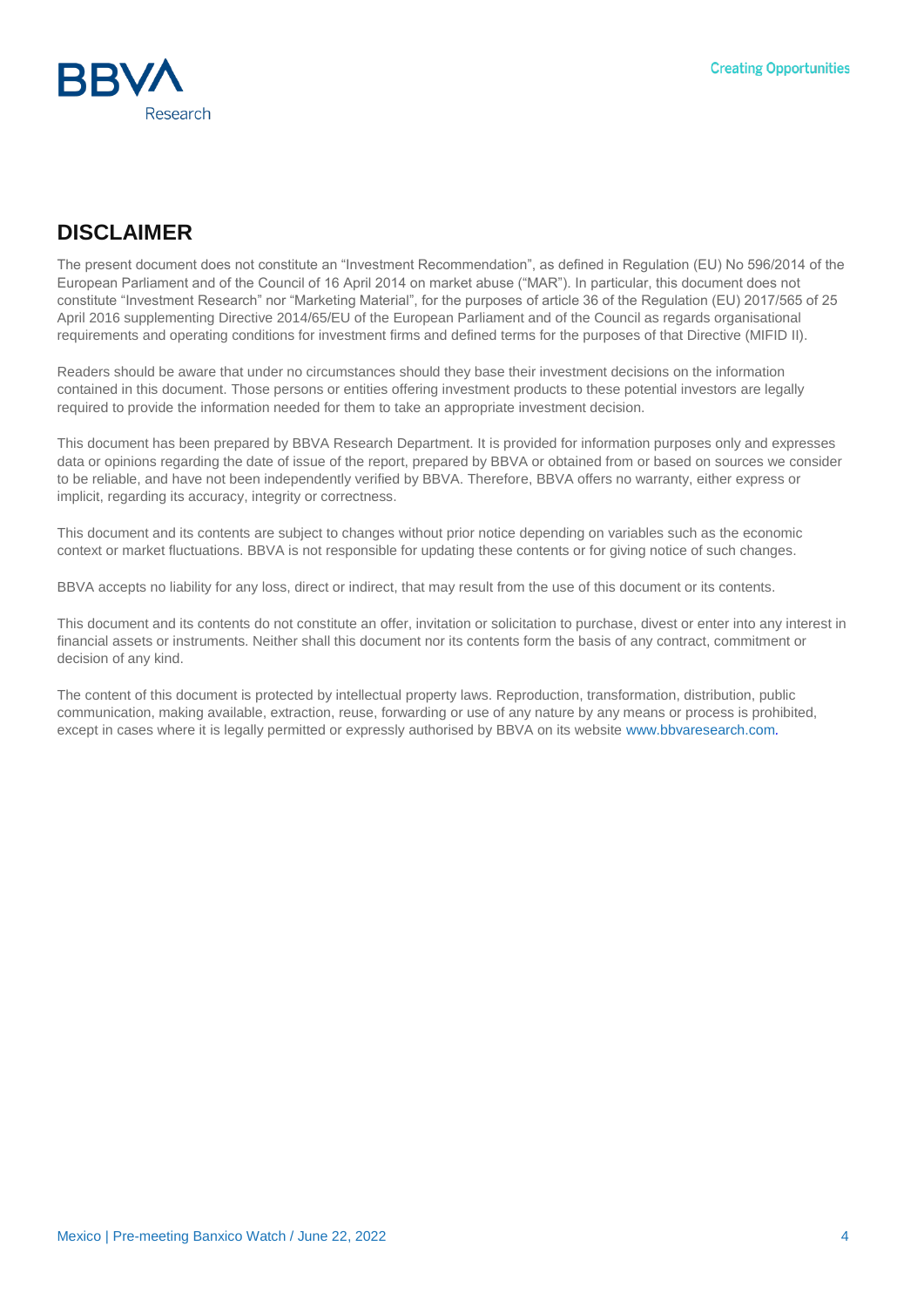## DISCLAIMER

The present document does not constitute an "Investment Recommendation", as defined in Regulation (EU) No 596/2014 of the European Parliament and of the Council of 16 April 2014 on market abuse ("MAR"). In particular, this document does not constitute "Investment Research" nor "Marketing Material", for the purposes of article 36 of the Regulation (EU) 2017/565 of 25 April 2016 supplementing Directive 2014/65/EU of the European Parliament and of the Council as regards organisational requirements and operating conditions for investment firms and defined terms for the purposes of that Directive (MIFID II).

Readers should be aware that under no circumstances should they base their investment decisions on the information contained in this document. Those persons or entities offering investment products to these potential investors are legally required to provide the information needed for them to take an appropriate investment decision.

This document has been prepared by BBVA Research Department. It is provided for information purposes only and expresses data or opinions regarding the date of issue of the report, prepared by BBVA or obtained from or based on sources we consider to be reliable, and have not been independently verified by BBVA. Therefore, BBVA offers no warranty, either express or implicit, regarding its accuracy, integrity or correctness.

This document and its contents are subject to changes without prior notice depending on variables such as the economic context or market fluctuations. BBVA is not responsible for updating these contents or for giving notice of such changes.

BBVA accepts no liability for any loss, direct or indirect, that may result from the use of this document or its contents.

This document and its contents do not constitute an offer, invitation or solicitation to purchase, divest or enter into any interest in financial assets or instruments. Neither shall this document nor its contents form the basis of any contract, commitment or decision of any kind.

The content of this document is protected by intellectual property laws. Reproduction, transformation, distribution, public communication, making available, extraction, reuse, forwarding or use of any nature by any means or process is prohibited, except in cases where it is legally permitted or expressly authorised by BBVA on its website www.bbvaresearch.com.